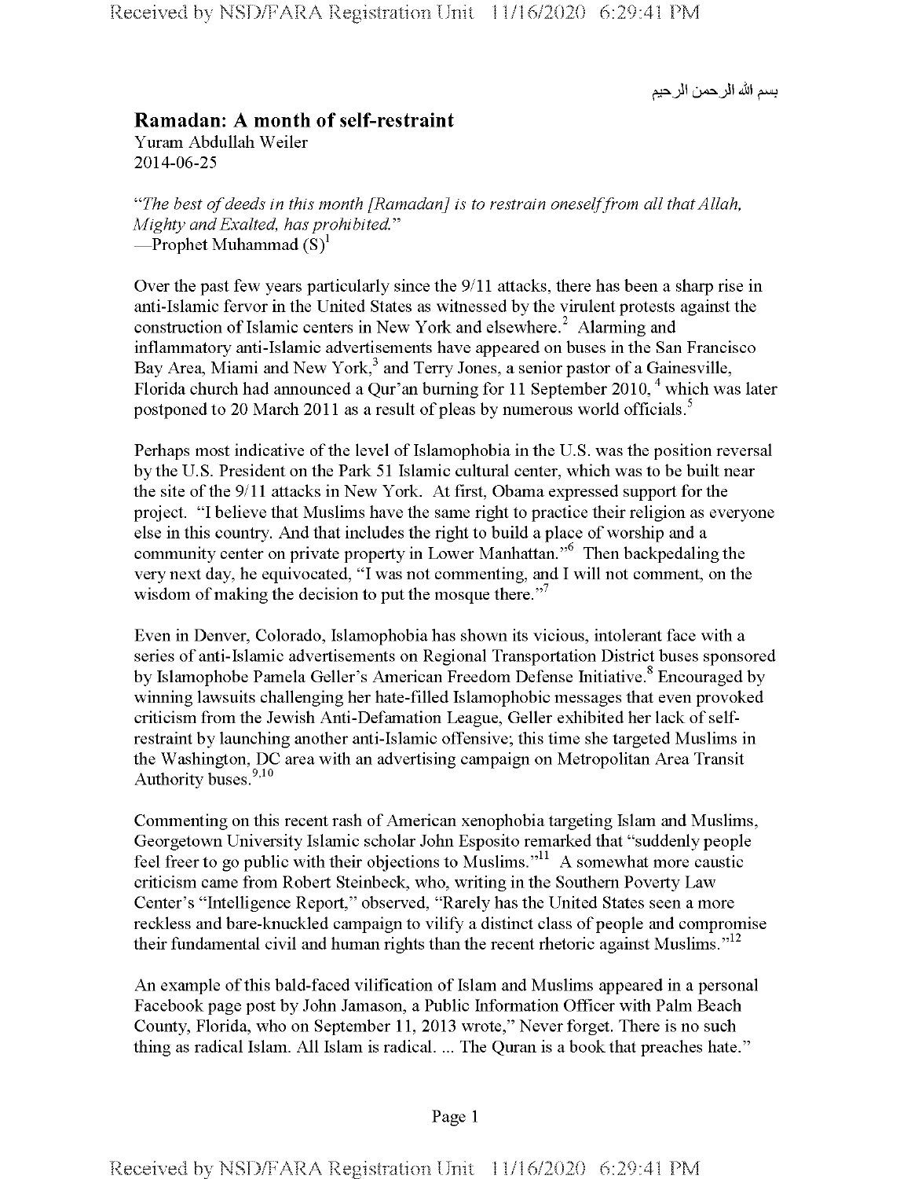بسم الله الرحمن الرحيم

## Ramadan: A month of self-restraint

Yuram Abdullah Weiler
2014-06-25

*"The best of deeds in this month [Ramadan] is to restrain oneself from all that Allah, Mighty and Exalted, has prohibited."*
—Prophet Muhammad (S)[1]

Over the past few years particularly since the 9/11 attacks, there has been a sharp rise in anti-Islamic fervor in the United States as witnessed by the virulent protests against the construction of Islamic centers in New York and elsewhere.[2] Alarming and inflammatory anti-Islamic advertisements have appeared on buses in the San Francisco Bay Area, Miami and New York,[3] and Terry Jones, a senior pastor of a Gainesville, Florida church had announced a Qur'an burning for 11 September 2010, [4] which was later postponed to 20 March 2011 as a result of pleas by numerous world officials.[5]

Perhaps most indicative of the level of Islamophobia in the U.S. was the position reversal by the U.S. President on the Park 51 Islamic cultural center, which was to be built near the site of the 9/11 attacks in New York. At first, Obama expressed support for the project. "I believe that Muslims have the same right to practice their religion as everyone else in this country. And that includes the right to build a place of worship and a community center on private property in Lower Manhattan."[6] Then backpedaling the very next day, he equivocated, "I was not commenting, and I will not comment, on the wisdom of making the decision to put the mosque there."[7]

Even in Denver, Colorado, Islamophobia has shown its vicious, intolerant face with a series of anti-Islamic advertisements on Regional Transportation District buses sponsored by Islamophobe Pamela Geller's American Freedom Defense Initiative.[8] Encouraged by winning lawsuits challenging her hate-filled Islamophobic messages that even provoked criticism from the Jewish Anti-Defamation League, Geller exhibited her lack of self-restraint by launching another anti-Islamic offensive; this time she targeted Muslims in the Washington, DC area with an advertising campaign on Metropolitan Area Transit Authority buses.[9,10]

Commenting on this recent rash of American xenophobia targeting Islam and Muslims, Georgetown University Islamic scholar John Esposito remarked that "suddenly people feel freer to go public with their objections to Muslims."[11] A somewhat more caustic criticism came from Robert Steinbeck, who, writing in the Southern Poverty Law Center's "Intelligence Report," observed, "Rarely has the United States seen a more reckless and bare-knuckled campaign to vilify a distinct class of people and compromise their fundamental civil and human rights than the recent rhetoric against Muslims."[12]

An example of this bald-faced vilification of Islam and Muslims appeared in a personal Facebook page post by John Jamason, a Public Information Officer with Palm Beach County, Florida, who on September 11, 2013 wrote," Never forget. There is no such thing as radical Islam. All Islam is radical. ... The Quran is a book that preaches hate."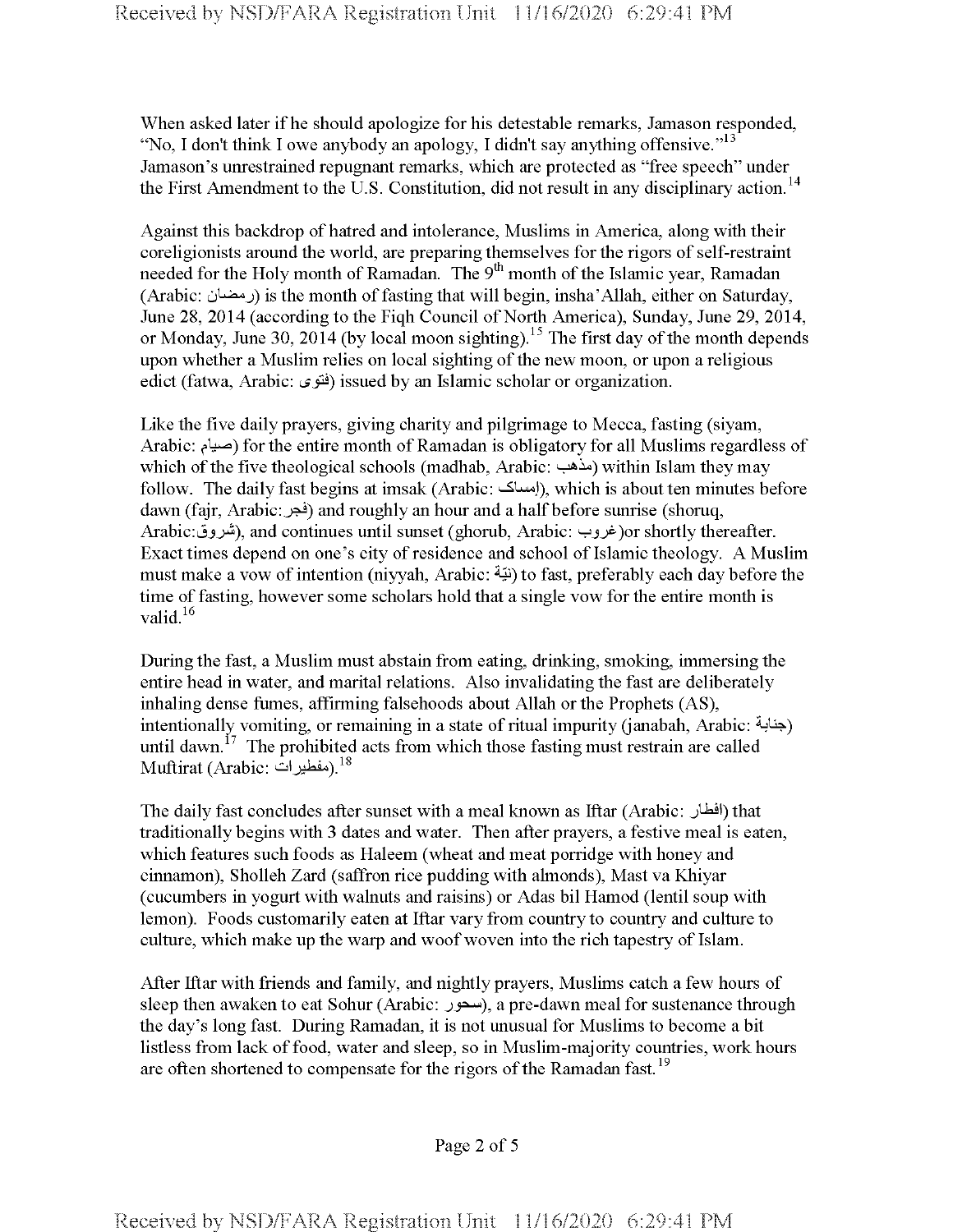When asked later if he should apologize for his detestable remarks, Jamason responded, "No, I don't think I owe anybody an apology, I didn't say anything offensive."[13] Jamason's unrestrained repugnant remarks, which are protected as "free speech" under the First Amendment to the U.S. Constitution, did not result in any disciplinary action.[14]

Against this backdrop of hatred and intolerance, Muslims in America, along with their coreligionists around the world, are preparing themselves for the rigors of self-restraint needed for the Holy month of Ramadan. The 9th month of the Islamic year, Ramadan (Arabic: رمضان) is the month of fasting that will begin, insha'Allah, either on Saturday, June 28, 2014 (according to the Fiqh Council of North America), Sunday, June 29, 2014, or Monday, June 30, 2014 (by local moon sighting).[15] The first day of the month depends upon whether a Muslim relies on local sighting of the new moon, or upon a religious edict (fatwa, Arabic: فتوى) issued by an Islamic scholar or organization.

Like the five daily prayers, giving charity and pilgrimage to Mecca, fasting (siyam, Arabic: صيام) for the entire month of Ramadan is obligatory for all Muslims regardless of which of the five theological schools (madhab, Arabic: مذهب) within Islam they may follow. The daily fast begins at imsak (Arabic: إمساك), which is about ten minutes before dawn (fajr, Arabic: فجر) and roughly an hour and a half before sunrise (shoruq, Arabic: شروق), and continues until sunset (ghorub, Arabic: غروب)or shortly thereafter. Exact times depend on one's city of residence and school of Islamic theology. A Muslim must make a vow of intention (niyyah, Arabic: نيّة) to fast, preferably each day before the time of fasting, however some scholars hold that a single vow for the entire month is valid.[16]

During the fast, a Muslim must abstain from eating, drinking, smoking, immersing the entire head in water, and marital relations. Also invalidating the fast are deliberately inhaling dense fumes, affirming falsehoods about Allah or the Prophets (AS), intentionally vomiting, or remaining in a state of ritual impurity (janabah, Arabic: جنابة) until dawn.[17] The prohibited acts from which those fasting must restrain are called Muftirat (Arabic: مفطيرات).[18]

The daily fast concludes after sunset with a meal known as Iftar (Arabic: افطار) that traditionally begins with 3 dates and water. Then after prayers, a festive meal is eaten, which features such foods as Haleem (wheat and meat porridge with honey and cinnamon), Sholleh Zard (saffron rice pudding with almonds), Mast va Khiyar (cucumbers in yogurt with walnuts and raisins) or Adas bil Hamod (lentil soup with lemon). Foods customarily eaten at Iftar vary from country to country and culture to culture, which make up the warp and woof woven into the rich tapestry of Islam.

After Iftar with friends and family, and nightly prayers, Muslims catch a few hours of sleep then awaken to eat Sohur (Arabic: سحور), a pre-dawn meal for sustenance through the day's long fast. During Ramadan, it is not unusual for Muslims to become a bit listless from lack of food, water and sleep, so in Muslim-majority countries, work hours are often shortened to compensate for the rigors of the Ramadan fast.[19]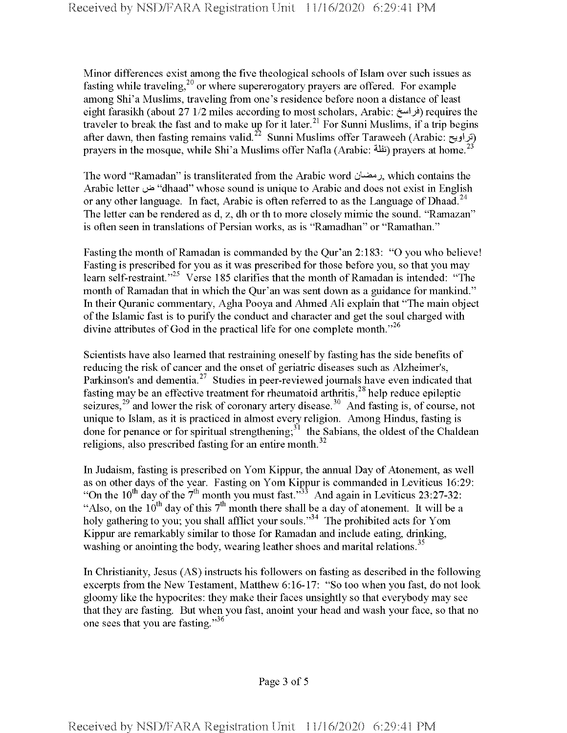Minor differences exist among the five theological schools of Islam over such issues as fasting while traveling,[20] or where supererogatory prayers are offered. For example among Shi'a Muslims, traveling from one's residence before noon a distance of least eight farasikh (about 27 1/2 miles according to most scholars, Arabic: فراسخ) requires the traveler to break the fast and to make up for it later.[21] For Sunni Muslims, if a trip begins after dawn, then fasting remains valid.[22] Sunni Muslims offer Taraweeh (Arabic: تراويح) prayers in the mosque, while Shi'a Muslims offer Nafla (Arabic: نفلة) prayers at home.[23]

The word "Ramadan" is transliterated from the Arabic word رمضان, which contains the Arabic letter ض "dhaad" whose sound is unique to Arabic and does not exist in English or any other language. In fact, Arabic is often referred to as the Language of Dhaad.[24] The letter can be rendered as d, z, dh or th to more closely mimic the sound. "Ramazan" is often seen in translations of Persian works, as is "Ramadhan" or "Ramathan."

Fasting the month of Ramadan is commanded by the Qur'an 2:183: "O you who believe! Fasting is prescribed for you as it was prescribed for those before you, so that you may learn self-restraint."[25] Verse 185 clarifies that the month of Ramadan is intended: "The month of Ramadan that in which the Qur'an was sent down as a guidance for mankind." In their Quranic commentary, Agha Pooya and Ahmed Ali explain that "The main object of the Islamic fast is to purify the conduct and character and get the soul charged with divine attributes of God in the practical life for one complete month."[26]

Scientists have also learned that restraining oneself by fasting has the side benefits of reducing the risk of cancer and the onset of geriatric diseases such as Alzheimer's, Parkinson's and dementia.[27] Studies in peer-reviewed journals have even indicated that fasting may be an effective treatment for rheumatoid arthritis,[28] help reduce epileptic seizures,[29] and lower the risk of coronary artery disease.[30] And fasting is, of course, not unique to Islam, as it is practiced in almost every religion. Among Hindus, fasting is done for penance or for spiritual strengthening;[31] the Sabians, the oldest of the Chaldean religions, also prescribed fasting for an entire month.[32]

In Judaism, fasting is prescribed on Yom Kippur, the annual Day of Atonement, as well as on other days of the year. Fasting on Yom Kippur is commanded in Leviticus 16:29: "On the 10th day of the 7th month you must fast."[33] And again in Leviticus 23:27-32: "Also, on the 10th day of this 7th month there shall be a day of atonement. It will be a holy gathering to you; you shall afflict your souls."[34] The prohibited acts for Yom Kippur are remarkably similar to those for Ramadan and include eating, drinking, washing or anointing the body, wearing leather shoes and marital relations.[35]

In Christianity, Jesus (AS) instructs his followers on fasting as described in the following excerpts from the New Testament, Matthew 6:16-17: "So too when you fast, do not look gloomy like the hypocrites: they make their faces unsightly so that everybody may see that they are fasting. But when you fast, anoint your head and wash your face, so that no one sees that you are fasting."[36]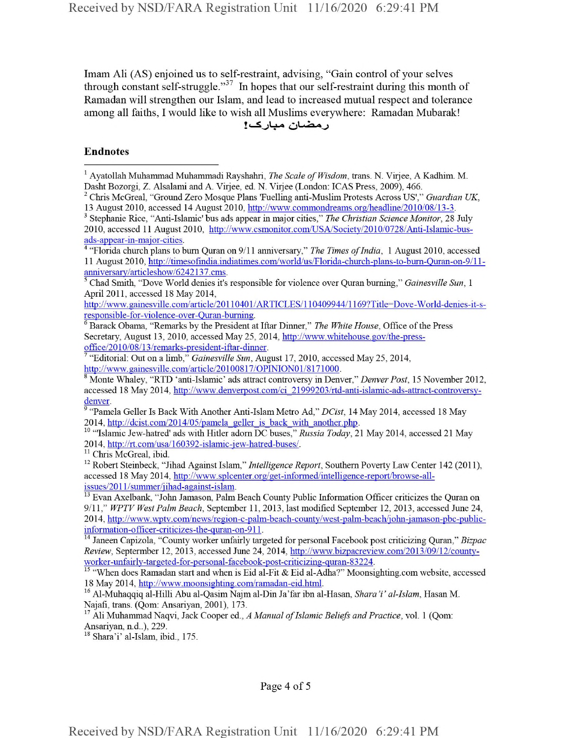Imam Ali (AS) enjoined us to self-restraint, advising, "Gain control of your selves through constant self-struggle."[37] In hopes that our self-restraint during this month of Ramadan will strengthen our Islam, and lead to increased mutual respect and tolerance among all faiths, I would like to wish all Muslims everywhere: Ramadan Mubarak!

رمضان مبارک!

## Endnotes

[1] Ayatollah Muhammad Muhammadi Rayshahri, *The Scale of Wisdom*, trans. N. Virjee, A Kadhim. M. Dasht Bozorgi, Z. Alsalami and A. Virjee, ed. N. Virjee (London: ICAS Press, 2009), 466.

[2] Chris McGreal, "Ground Zero Mosque Plans 'Fuelling anti-Muslim Protests Across US'," *Guardian UK*, 13 August 2010, accessed 14 August 2010, http://www.commondreams.org/headline/2010/08/13-3.

[3] Stephanie Rice, "Anti-Islamic' bus ads appear in major cities," *The Christian Science Monitor*, 28 July 2010, accessed 11 August 2010, http://www.csmonitor.com/USA/Society/2010/0728/Anti-Islamic-bus-ads-appear-in-major-cities.

[4] "Florida church plans to burn Quran on 9/11 anniversary," *The Times of India*, 1 August 2010, accessed 11 August 2010, http://timesofindia.indiatimes.com/world/us/Florida-church-plans-to-burn-Quran-on-9/11-anniversary/articleshow/6242137.cms.

[5] Chad Smith, "Dove World denies it's responsible for violence over Quran burning," *Gainesville Sun*, 1 April 2011, accessed 18 May 2014, http://www.gainesville.com/article/20110401/ARTICLES/110409944/1169?Title=Dove-World-denies-it-s-responsible-for-violence-over-Quran-burning.

[6] Barack Obama, "Remarks by the President at Iftar Dinner," *The White House*, Office of the Press Secretary, August 13, 2010, accessed May 25, 2014, http://www.whitehouse.gov/the-press-office/2010/08/13/remarks-president-iftar-dinner.

[7] "Editorial: Out on a limb," *Gainesville Sun*, August 17, 2010, accessed May 25, 2014, http://www.gainesville.com/article/20100817/OPINION01/8171000.

[8] Monte Whaley, "RTD 'anti-Islamic' ads attract controversy in Denver," *Denver Post*, 15 November 2012, accessed 18 May 2014, http://www.denverpost.com/ci_21999203/rtd-anti-islamic-ads-attract-controversy-denver.

[9] "Pamela Geller Is Back With Another Anti-Islam Metro Ad," *DCist*, 14 May 2014, accessed 18 May 2014, http://dcist.com/2014/05/pamela_geller_is_back_with_another.php.

[10] "'Islamic Jew-hatred' ads with Hitler adorn DC buses," *Russia Today*, 21 May 2014, accessed 21 May 2014, http://rt.com/usa/160392-islamic-jew-hatred-buses/.

[11] Chris McGreal, ibid.

[12] Robert Steinbeck, "Jihad Against Islam," *Intelligence Report*, Southern Poverty Law Center 142 (2011), accessed 18 May 2014, http://www.splcenter.org/get-informed/intelligence-report/browse-all-issues/2011/summer/jihad-against-islam.

[13] Evan Axelbank, "John Jamason, Palm Beach County Public Information Officer criticizes the Quran on 9/11," *WPTV West Palm Beach*, September 11, 2013, last modified September 12, 2013, accessed June 24, 2014, http://www.wptv.com/news/region-c-palm-beach-county/west-palm-beach/john-jamason-pbc-public-information-officer-criticizes-the-quran-on-911.

[14] Janeen Capizola, "County worker unfairly targeted for personal Facebook post criticizing Quran," *Bizpac Review*, Septermber 12, 2013, accessed June 24, 2014, http://www.bizpacreview.com/2013/09/12/county-worker-unfairly-targeted-for-personal-facebook-post-criticizing-quran-83224.

[15] "When does Ramadan start and when is Eid al-Fit & Eid al-Adha?" Moonsighting.com website, accessed 18 May 2014, http://www.moonsighting.com/ramadan-eid.html.

[16] Al-Muhaqqiq al-Hilli Abu al-Qasim Najm al-Din Ja'far ibn al-Hasan, *Shara'i' al-Islam*, Hasan M. Najafi, trans. (Qom: Ansariyan, 2001), 173.

[17] Ali Muhammad Naqvi, Jack Cooper ed., *A Manual of Islamic Beliefs and Practice*, vol. 1 (Qom: Ansariyan, n.d..), 229.

[18] Shara'i' al-Islam, ibid., 175.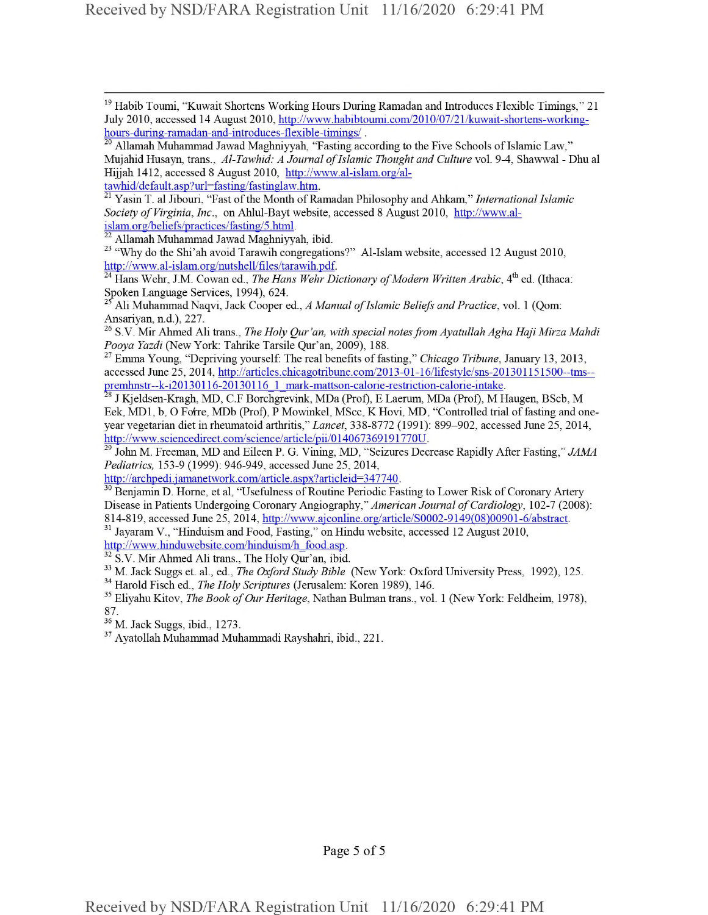[19] Habib Toumi, "Kuwait Shortens Working Hours During Ramadan and Introduces Flexible Timings," 21 July 2010, accessed 14 August 2010, http://www.habibtoumi.com/2010/07/21/kuwait-shortens-working-hours-during-ramadan-and-introduces-flexible-timings/ .

[20] Allamah Muhammad Jawad Maghniyyah, "Fasting according to the Five Schools of Islamic Law," Mujahid Husayn, trans., *Al-Tawhid: A Journal of Islamic Thought and Culture* vol. 9-4, Shawwal - Dhu al Hijjah 1412, accessed 8 August 2010, http://www.al-islam.org/al-tawhid/default.asp?url=fasting/fastinglaw.htm.

[21] Yasin T. al Jibouri, "Fast of the Month of Ramadan Philosophy and Ahkam," *International Islamic Society of Virginia, Inc.*, on Ahlul-Bayt website, accessed 8 August 2010, http://www.al-islam.org/beliefs/practices/fasting/5.html.

[22] Allamah Muhammad Jawad Maghniyyah, ibid.

[23] "Why do the Shi'ah avoid Tarawih congregations?" Al-Islam website, accessed 12 August 2010, http://www.al-islam.org/nutshell/files/tarawih.pdf.

[24] Hans Wehr, J.M. Cowan ed., *The Hans Wehr Dictionary of Modern Written Arabic*, 4th ed. (Ithaca: Spoken Language Services, 1994), 624.

[25] Ali Muhammad Naqvi, Jack Cooper ed., *A Manual of Islamic Beliefs and Practice*, vol. 1 (Qom: Ansariyan, n.d.), 227.

[26] S.V. Mir Ahmed Ali trans., *The Holy Qur'an, with special notes from Ayatullah Agha Haji Mirza Mahdi Pooya Yazdi* (New York: Tahrike Tarsile Qur'an, 2009), 188.

[27] Emma Young, "Depriving yourself: The real benefits of fasting," *Chicago Tribune*, January 13, 2013, accessed June 25, 2014, http://articles.chicagotribune.com/2013-01-16/lifestyle/sns-201301151500--tms--premhnstr--k-i20130116-20130116_1_mark-mattson-calorie-restriction-calorie-intake.

[28] J Kjeldsen-Kragh, MD, C.F Borchgrevink, MDa (Prof), E Laerum, MDa (Prof), M Haugen, BScb, M Eek, MD1, b, O Førre, MDb (Prof), P Mowinkel, MScc, K Hovi, MD, "Controlled trial of fasting and one-year vegetarian diet in rheumatoid arthritis," *Lancet*, 338-8772 (1991): 899–902, accessed June 25, 2014, http://www.sciencedirect.com/science/article/pii/014067369191770U.

[29] John M. Freeman, MD and Eileen P. G. Vining, MD, "Seizures Decrease Rapidly After Fasting," *JAMA Pediatrics,* 153-9 (1999): 946-949, accessed June 25, 2014, http://archpedi.jamanetwork.com/article.aspx?articleid=347740.

[30] Benjamin D. Horne, et al, "Usefulness of Routine Periodic Fasting to Lower Risk of Coronary Artery Disease in Patients Undergoing Coronary Angiography," *American Journal of Cardiology*, 102-7 (2008): 814-819, accessed June 25, 2014, http://www.ajconline.org/article/S0002-9149(08)00901-6/abstract.

[31] Jayaram V., "Hinduism and Food, Fasting," on Hindu website, accessed 12 August 2010, http://www.hinduwebsite.com/hinduism/h_food.asp.

[32] S.V. Mir Ahmed Ali trans., The Holy Qur'an, ibid.

[33] M. Jack Suggs et. al., ed., *The Oxford Study Bible* (New York: Oxford University Press, 1992), 125.

[34] Harold Fisch ed., *The Holy Scriptures* (Jerusalem: Koren 1989), 146.

[35] Eliyahu Kitov, *The Book of Our Heritage*, Nathan Bulman trans., vol. 1 (New York: Feldheim, 1978), 87.

[36] M. Jack Suggs, ibid., 1273.

[37] Ayatollah Muhammad Muhammadi Rayshahri, ibid., 221.